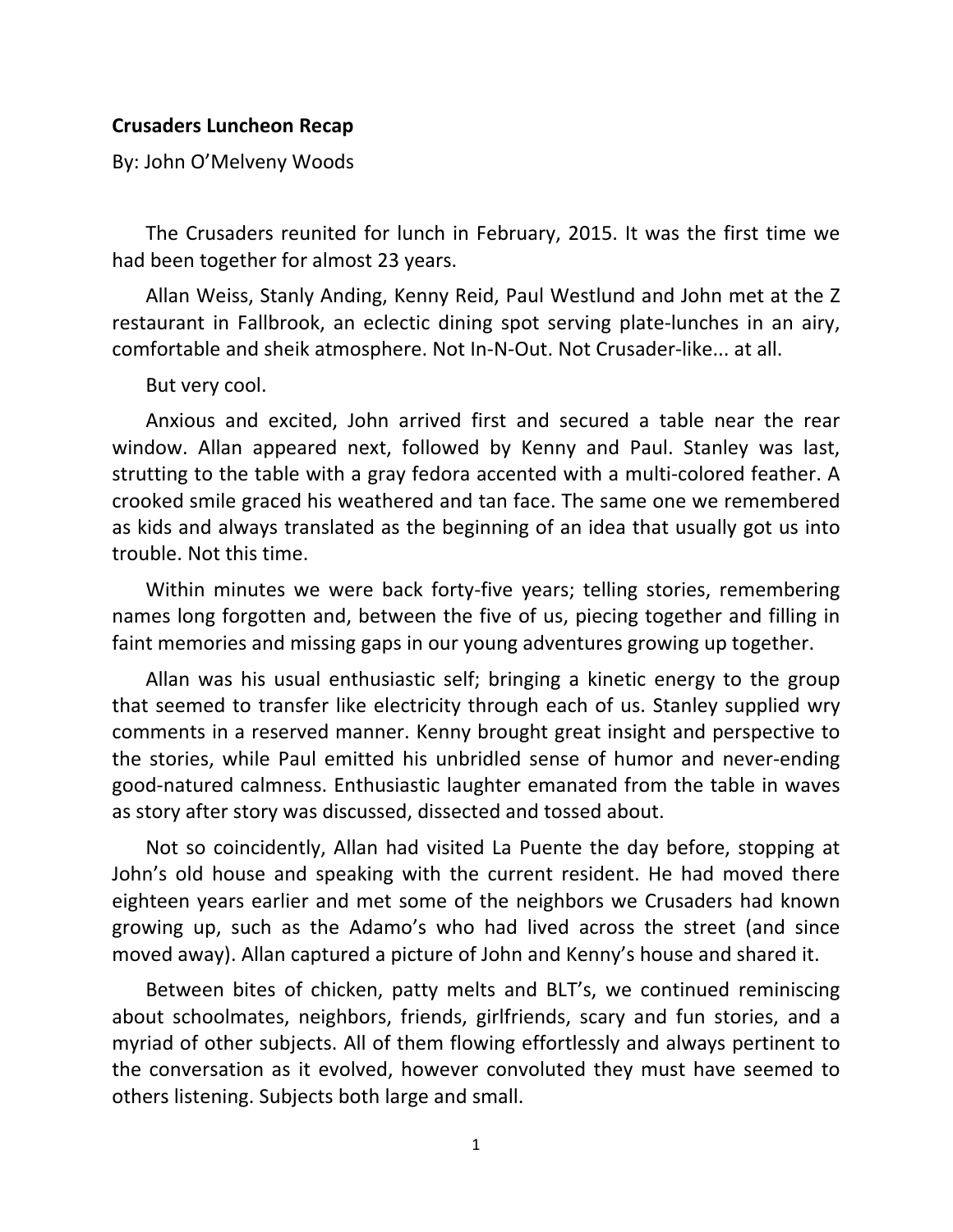**Crusaders Luncheon Recap**

By: John O'Melveny Woods

The Crusaders reunited for lunch in February, 2015. It was the first time we had been together for almost 23 years.

Allan Weiss, Stanly Anding, Kenny Reid, Paul Westlund and John met at the Z restaurant in Fallbrook, an eclectic dining spot serving plate-lunches in an airy, comfortable and sheik atmosphere. Not In-N-Out. Not Crusader-like... at all.

But very cool.

Anxious and excited, John arrived first and secured a table near the rear window. Allan appeared next, followed by Kenny and Paul. Stanley was last, strutting to the table with a gray fedora accented with a multi-colored feather. A crooked smile graced his weathered and tan face. The same one we remembered as kids and always translated as the beginning of an idea that usually got us into trouble. Not this time.

Within minutes we were back forty-five years; telling stories, remembering names long forgotten and, between the five of us, piecing together and filling in faint memories and missing gaps in our young adventures growing up together.

Allan was his usual enthusiastic self; bringing a kinetic energy to the group that seemed to transfer like electricity through each of us. Stanley supplied wry comments in a reserved manner. Kenny brought great insight and perspective to the stories, while Paul emitted his unbridled sense of humor and never-ending good-natured calmness. Enthusiastic laughter emanated from the table in waves as story after story was discussed, dissected and tossed about.

Not so coincidently, Allan had visited La Puente the day before, stopping at John's old house and speaking with the current resident. He had moved there eighteen years earlier and met some of the neighbors we Crusaders had known growing up, such as the Adamo's who had lived across the street (and since moved away). Allan captured a picture of John and Kenny's house and shared it.

Between bites of chicken, patty melts and BLT's, we continued reminiscing about schoolmates, neighbors, friends, girlfriends, scary and fun stories, and a myriad of other subjects. All of them flowing effortlessly and always pertinent to the conversation as it evolved, however convoluted they must have seemed to others listening. Subjects both large and small.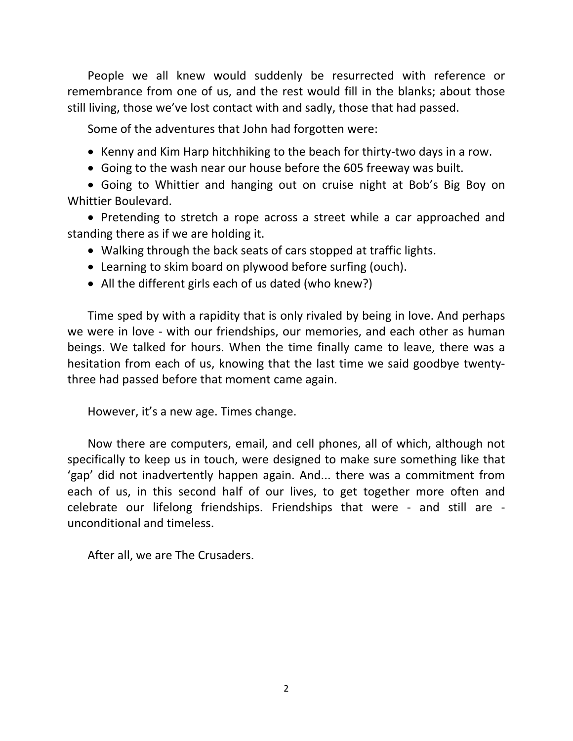People we all knew would suddenly be resurrected with reference or remembrance from one of us, and the rest would fill in the blanks; about those still living, those we've lost contact with and sadly, those that had passed.

Some of the adventures that John had forgotten were:

- Kenny and Kim Harp hitchhiking to the beach for thirty-two days in a row.
- Going to the wash near our house before the 605 freeway was built.
- Going to Whittier and hanging out on cruise night at Bob's Big Boy on Whittier Boulevard.
- Pretending to stretch a rope across a street while a car approached and standing there as if we are holding it.
- Walking through the back seats of cars stopped at traffic lights.
- Learning to skim board on plywood before surfing (ouch).
- All the different girls each of us dated (who knew?)

Time sped by with a rapidity that is only rivaled by being in love. And perhaps we were in love - with our friendships, our memories, and each other as human beings. We talked for hours. When the time finally came to leave, there was a hesitation from each of us, knowing that the last time we said goodbye twenty-three had passed before that moment came again.

However, it's a new age. Times change.

Now there are computers, email, and cell phones, all of which, although not specifically to keep us in touch, were designed to make sure something like that 'gap' did not inadvertently happen again. And... there was a commitment from each of us, in this second half of our lives, to get together more often and celebrate our lifelong friendships. Friendships that were - and still are - unconditional and timeless.

After all, we are The Crusaders.